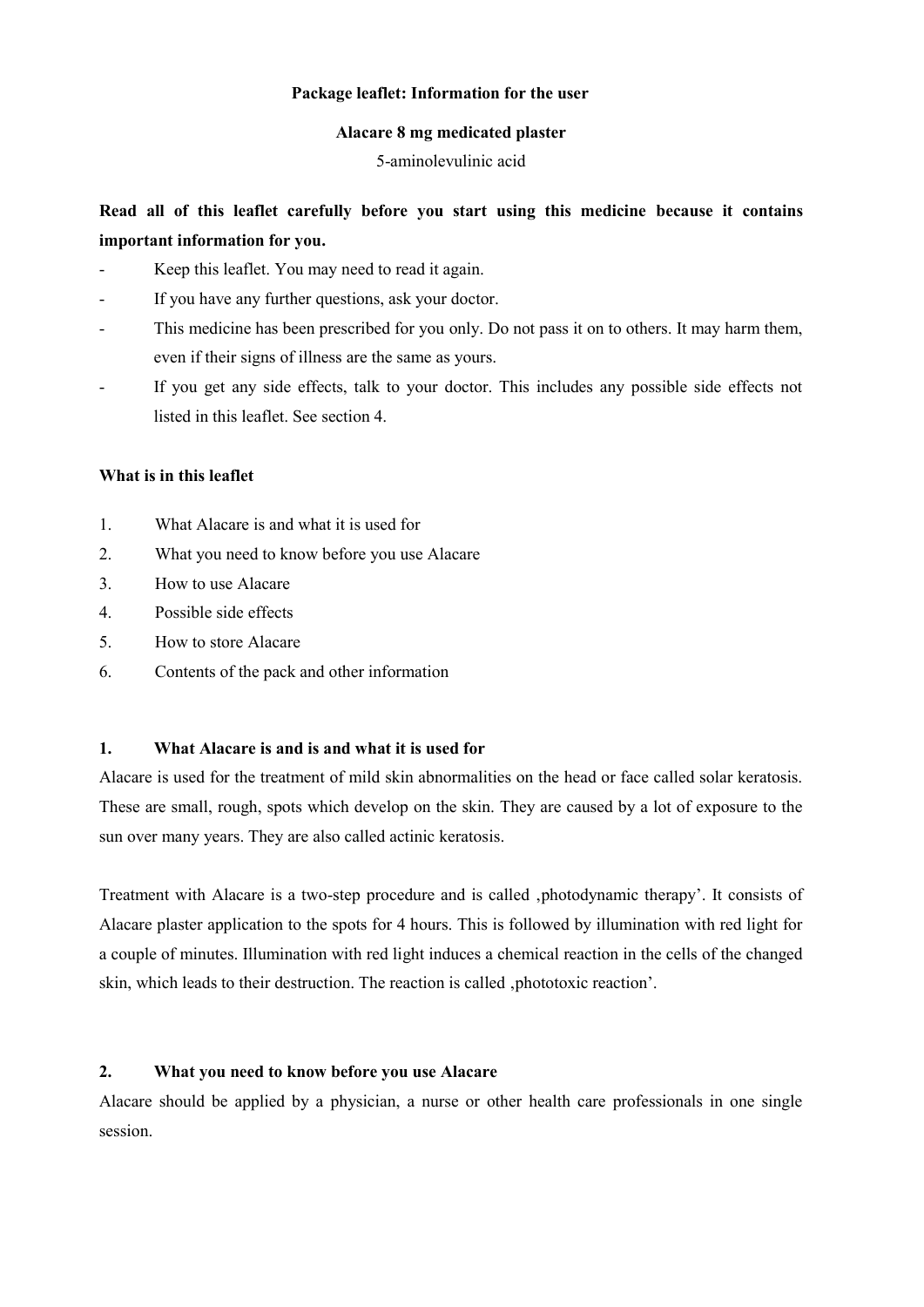**Package leaflet: Information for the user**

**Alacare 8 mg medicated plaster**

5-aminolevulinic acid

**Read all of this leaflet carefully before you start using this medicine because it contains important information for you.**

- Keep this leaflet. You may need to read it again.
- If you have any further questions, ask your doctor.
- This medicine has been prescribed for you only. Do not pass it on to others. It may harm them, even if their signs of illness are the same as yours.
- If you get any side effects, talk to your doctor. This includes any possible side effects not listed in this leaflet. See section 4.

**What is in this leaflet**

1. What Alacare is and what it is used for
2. What you need to know before you use Alacare
3. How to use Alacare
4. Possible side effects
5. How to store Alacare
6. Contents of the pack and other information

## 1. What Alacare is and is and what it is used for

Alacare is used for the treatment of mild skin abnormalities on the head or face called solar keratosis. These are small, rough, spots which develop on the skin. They are caused by a lot of exposure to the sun over many years. They are also called actinic keratosis.

Treatment with Alacare is a two-step procedure and is called ‚photodynamic therapy'. It consists of Alacare plaster application to the spots for 4 hours. This is followed by illumination with red light for a couple of minutes. Illumination with red light induces a chemical reaction in the cells of the changed skin, which leads to their destruction. The reaction is called ‚phototoxic reaction'.

## 2. What you need to know before you use Alacare

Alacare should be applied by a physician, a nurse or other health care professionals in one single session.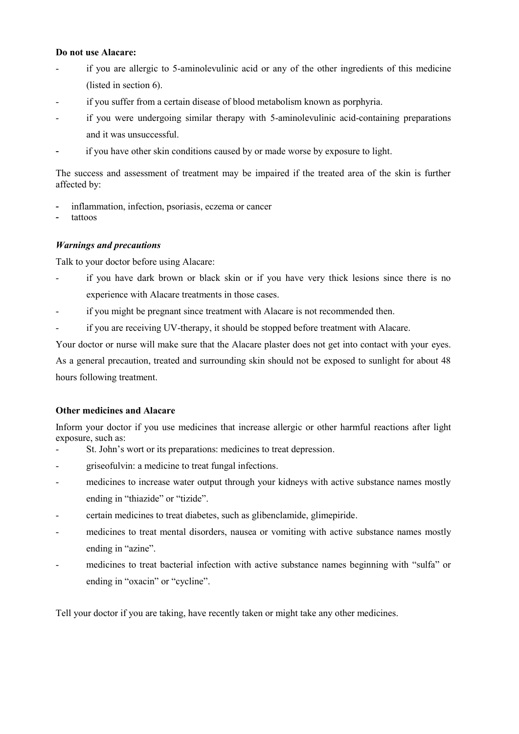**Do not use Alacare:**

- if you are allergic to 5-aminolevulinic acid or any of the other ingredients of this medicine (listed in section 6).
- if you suffer from a certain disease of blood metabolism known as porphyria.
- if you were undergoing similar therapy with 5-aminolevulinic acid-containing preparations and it was unsuccessful.
- if you have other skin conditions caused by or made worse by exposure to light.

The success and assessment of treatment may be impaired if the treated area of the skin is further affected by:

- inflammation, infection, psoriasis, eczema or cancer
- tattoos

***Warnings and precautions***

Talk to your doctor before using Alacare:

- if you have dark brown or black skin or if you have very thick lesions since there is no experience with Alacare treatments in those cases.
- if you might be pregnant since treatment with Alacare is not recommended then.
- if you are receiving UV-therapy, it should be stopped before treatment with Alacare.

Your doctor or nurse will make sure that the Alacare plaster does not get into contact with your eyes. As a general precaution, treated and surrounding skin should not be exposed to sunlight for about 48 hours following treatment.

**Other medicines and Alacare**

Inform your doctor if you use medicines that increase allergic or other harmful reactions after light exposure, such as:

- St. John's wort or its preparations: medicines to treat depression.
- griseofulvin: a medicine to treat fungal infections.
- medicines to increase water output through your kidneys with active substance names mostly ending in "thiazide" or "tizide".
- certain medicines to treat diabetes, such as glibenclamide, glimepiride.
- medicines to treat mental disorders, nausea or vomiting with active substance names mostly ending in "azine".
- medicines to treat bacterial infection with active substance names beginning with "sulfa" or ending in "oxacin" or "cycline".

Tell your doctor if you are taking, have recently taken or might take any other medicines.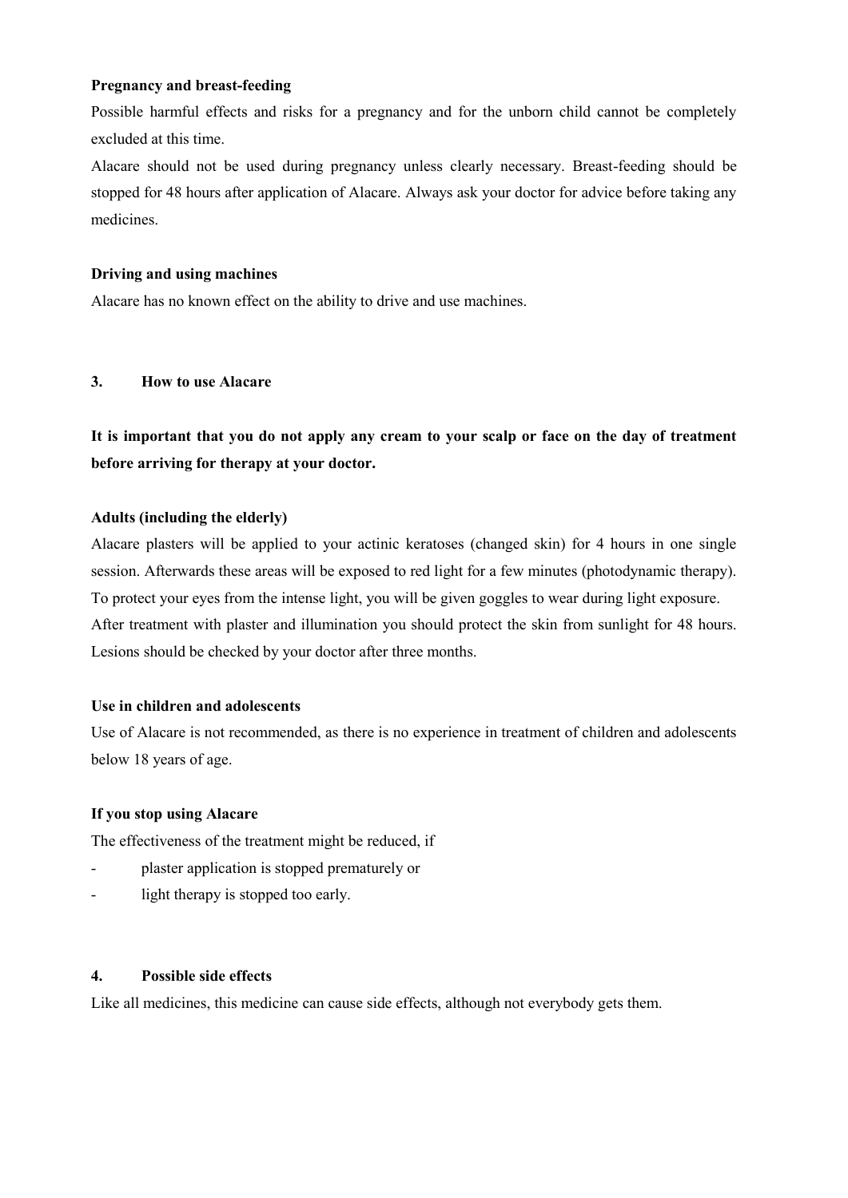**Pregnancy and breast-feeding**

Possible harmful effects and risks for a pregnancy and for the unborn child cannot be completely excluded at this time.

Alacare should not be used during pregnancy unless clearly necessary. Breast-feeding should be stopped for 48 hours after application of Alacare. Always ask your doctor for advice before taking any medicines.

**Driving and using machines**

Alacare has no known effect on the ability to drive and use machines.

## 3. How to use Alacare

**It is important that you do not apply any cream to your scalp or face on the day of treatment before arriving for therapy at your doctor.**

**Adults (including the elderly)**

Alacare plasters will be applied to your actinic keratoses (changed skin) for 4 hours in one single session. Afterwards these areas will be exposed to red light for a few minutes (photodynamic therapy). To protect your eyes from the intense light, you will be given goggles to wear during light exposure.

After treatment with plaster and illumination you should protect the skin from sunlight for 48 hours. Lesions should be checked by your doctor after three months.

**Use in children and adolescents**

Use of Alacare is not recommended, as there is no experience in treatment of children and adolescents below 18 years of age.

**If you stop using Alacare**

The effectiveness of the treatment might be reduced, if

- plaster application is stopped prematurely or
- light therapy is stopped too early.

## 4. Possible side effects

Like all medicines, this medicine can cause side effects, although not everybody gets them.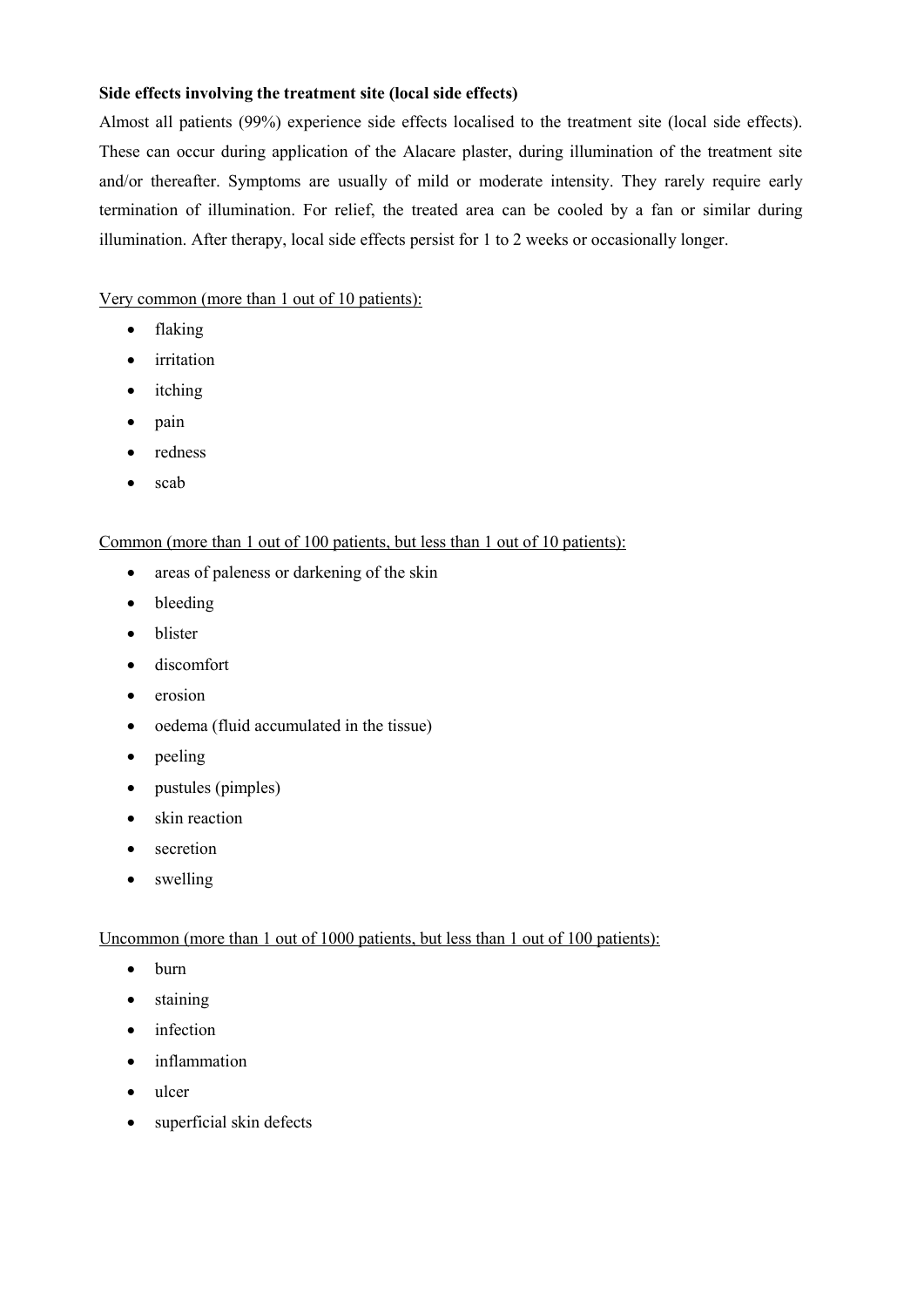**Side effects involving the treatment site (local side effects)**

Almost all patients (99%) experience side effects localised to the treatment site (local side effects). These can occur during application of the Alacare plaster, during illumination of the treatment site and/or thereafter. Symptoms are usually of mild or moderate intensity. They rarely require early termination of illumination. For relief, the treated area can be cooled by a fan or similar during illumination. After therapy, local side effects persist for 1 to 2 weeks or occasionally longer.

<u>Very common (more than 1 out of 10 patients):</u>

- flaking
- irritation
- itching
- pain
- redness
- scab

<u>Common (more than 1 out of 100 patients, but less than 1 out of 10 patients):</u>

- areas of paleness or darkening of the skin
- bleeding
- blister
- discomfort
- erosion
- oedema (fluid accumulated in the tissue)
- peeling
- pustules (pimples)
- skin reaction
- secretion
- swelling

<u>Uncommon (more than 1 out of 1000 patients, but less than 1 out of 100 patients):</u>

- burn
- staining
- infection
- inflammation
- ulcer
- superficial skin defects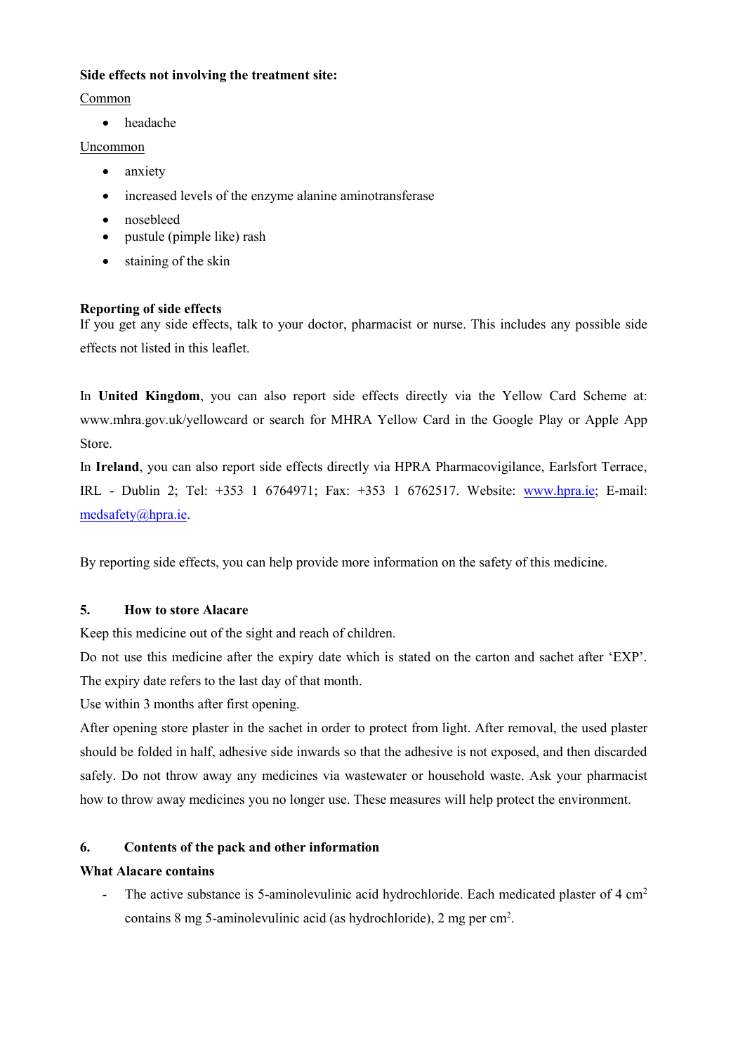**Side effects not involving the treatment site:**

Common

- headache

Uncommon

- anxiety
- increased levels of the enzyme alanine aminotransferase
- nosebleed
- pustule (pimple like) rash
- staining of the skin

**Reporting of side effects**

If you get any side effects, talk to your doctor, pharmacist or nurse. This includes any possible side effects not listed in this leaflet.

In **United Kingdom**, you can also report side effects directly via the Yellow Card Scheme at: www.mhra.gov.uk/yellowcard or search for MHRA Yellow Card in the Google Play or Apple App Store.

In **Ireland**, you can also report side effects directly via HPRA Pharmacovigilance, Earlsfort Terrace, IRL - Dublin 2; Tel: +353 1 6764971; Fax: +353 1 6762517. Website: www.hpra.ie; E-mail: medsafety@hpra.ie.

By reporting side effects, you can help provide more information on the safety of this medicine.

## 5. How to store Alacare

Keep this medicine out of the sight and reach of children.

Do not use this medicine after the expiry date which is stated on the carton and sachet after 'EXP'. The expiry date refers to the last day of that month.

Use within 3 months after first opening.

After opening store plaster in the sachet in order to protect from light. After removal, the used plaster should be folded in half, adhesive side inwards so that the adhesive is not exposed, and then discarded safely. Do not throw away any medicines via wastewater or household waste. Ask your pharmacist how to throw away medicines you no longer use. These measures will help protect the environment.

## 6. Contents of the pack and other information

**What Alacare contains**

- The active substance is 5-aminolevulinic acid hydrochloride. Each medicated plaster of 4 $cm^2$ contains 8 mg 5-aminolevulinic acid (as hydrochloride), 2 mg per $cm^2$.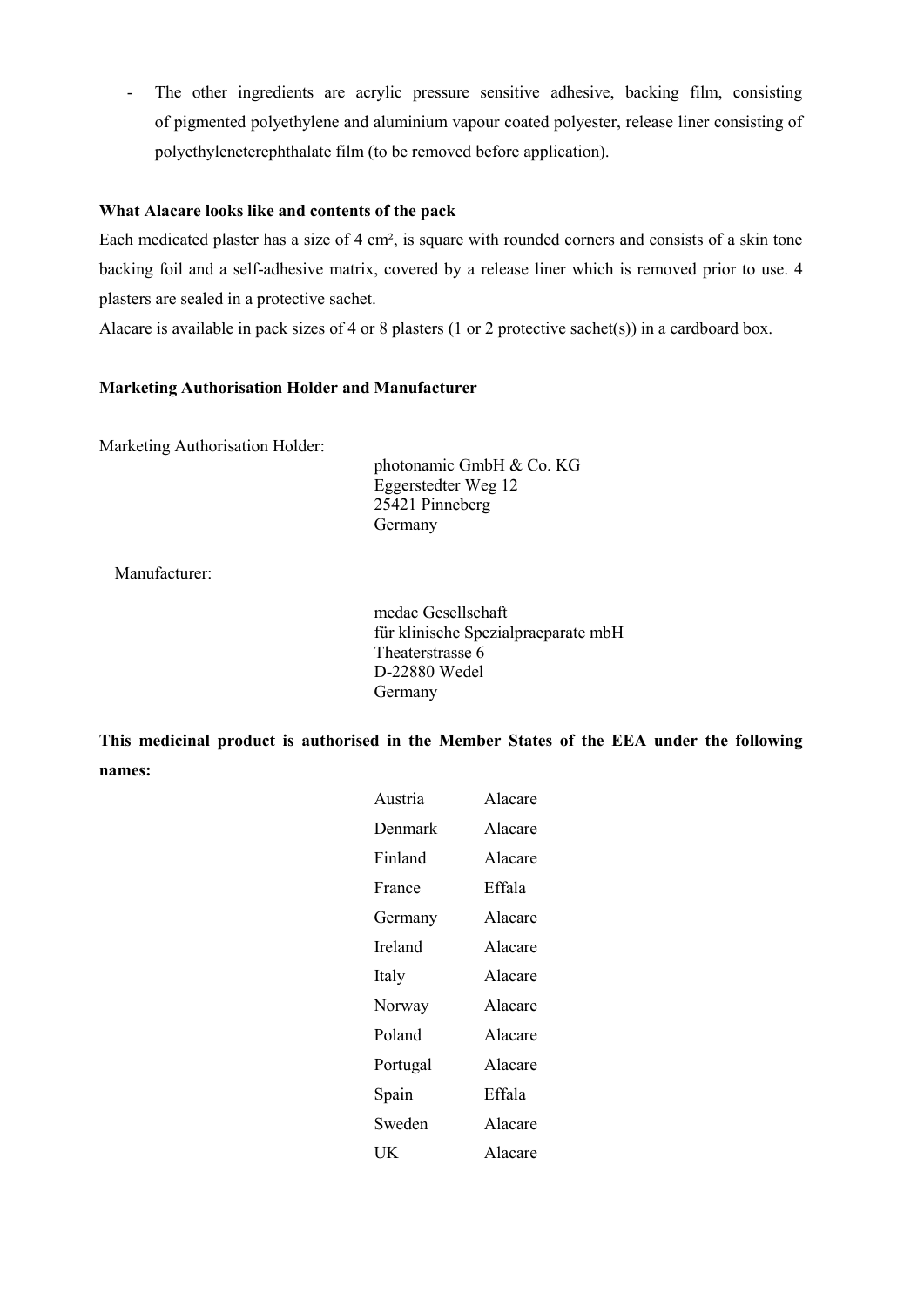- The other ingredients are acrylic pressure sensitive adhesive, backing film, consisting of pigmented polyethylene and aluminium vapour coated polyester, release liner consisting of polyethyleneterephthalate film (to be removed before application).

**What Alacare looks like and contents of the pack**

Each medicated plaster has a size of 4 cm², is square with rounded corners and consists of a skin tone backing foil and a self-adhesive matrix, covered by a release liner which is removed prior to use. 4 plasters are sealed in a protective sachet.

Alacare is available in pack sizes of 4 or 8 plasters (1 or 2 protective sachet(s)) in a cardboard box.

**Marketing Authorisation Holder and Manufacturer**

Marketing Authorisation Holder:

photonamic GmbH & Co. KG
Eggerstedter Weg 12
25421 Pinneberg
Germany

Manufacturer:

medac Gesellschaft
für klinische Spezialpraeparate mbH
Theaterstrasse 6
D-22880 Wedel
Germany

**This medicinal product is authorised in the Member States of the EEA under the following names:**

| | |
|---|---|
| Austria | Alacare |
| Denmark | Alacare |
| Finland | Alacare |
| France | Effala |
| Germany | Alacare |
| Ireland | Alacare |
| Italy | Alacare |
| Norway | Alacare |
| Poland | Alacare |
| Portugal | Alacare |
| Spain | Effala |
| Sweden | Alacare |
| UK | Alacare |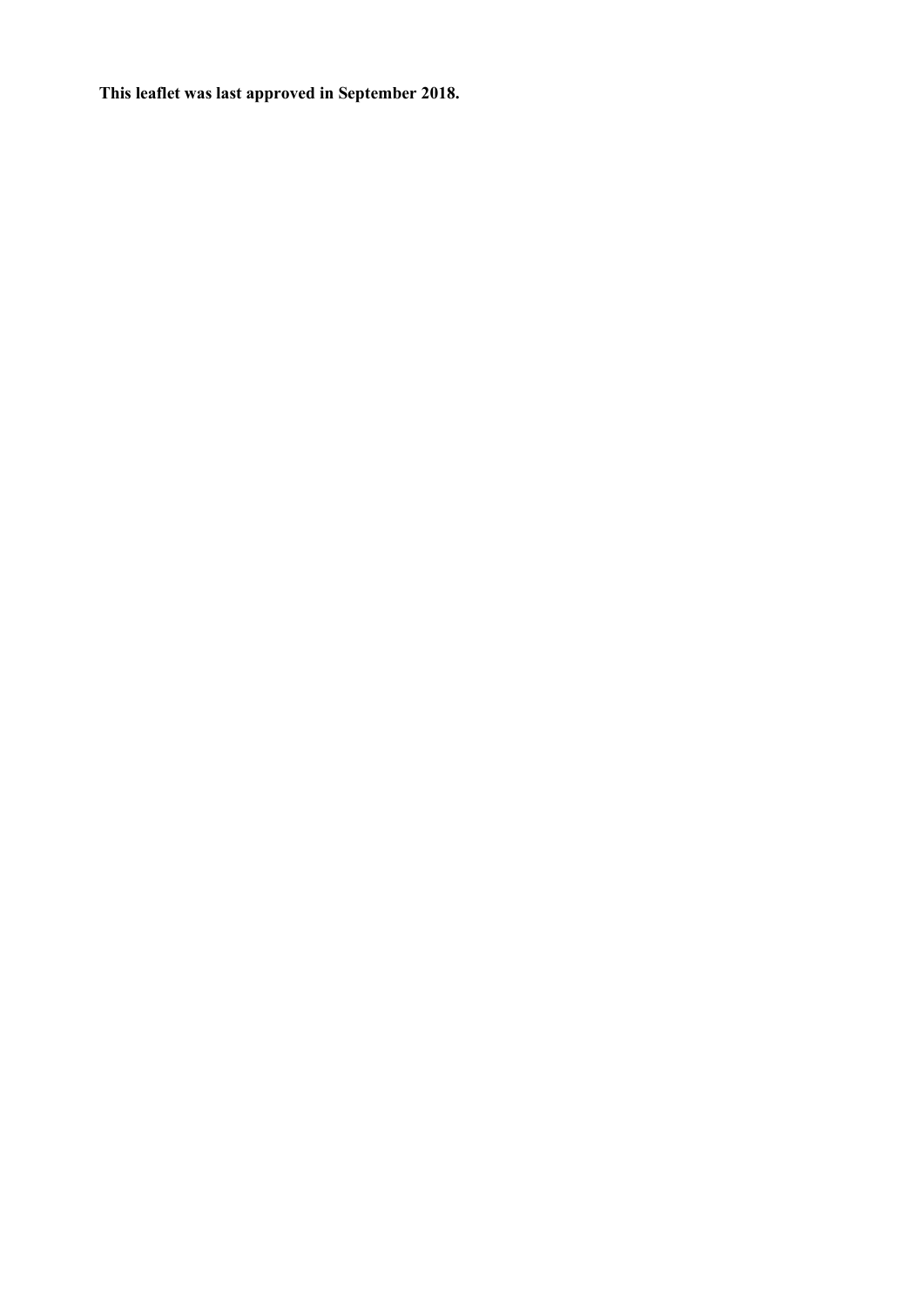**This leaflet was last approved in September 2018.**